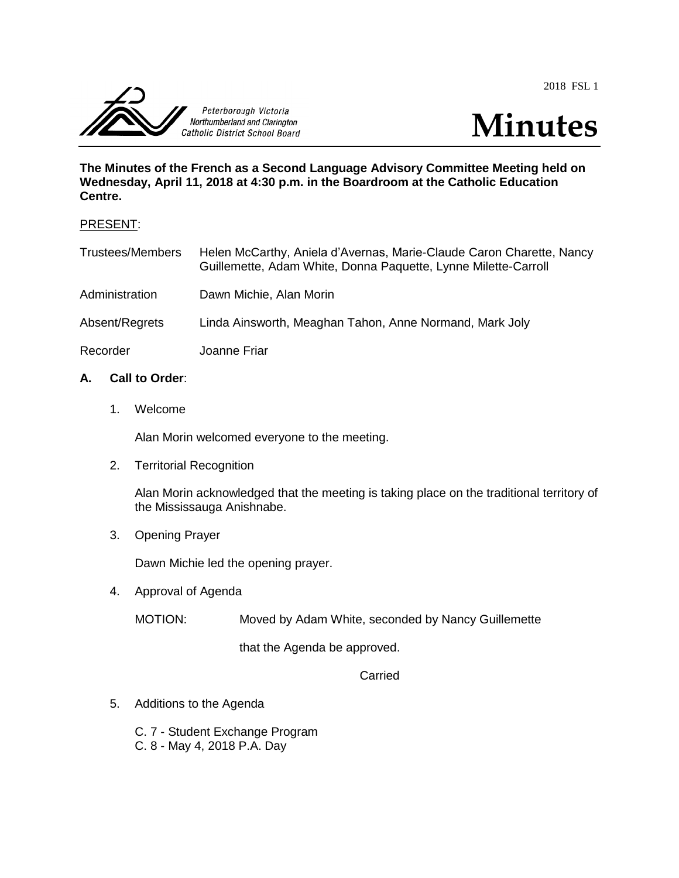2018 FSL 1

Peterborough Victoria Northumberland and Clarington Catholic District School Board

# Minutes

**The Minutes of the French as a Second Language Advisory Committee Meeting held on Wednesday, April 11, 2018 at 4:30 p.m. in the Boardroom at the Catholic Education Centre.**

PRESENT:

| | |
|---|---|
| Trustees/Members | Helen McCarthy, Aniela d'Avernas, Marie-Claude Caron Charette, Nancy Guillemette, Adam White, Donna Paquette, Lynne Milette-Carroll |
| Administration | Dawn Michie, Alan Morin |
| Absent/Regrets | Linda Ainsworth, Meaghan Tahon, Anne Normand, Mark Joly |
| Recorder | Joanne Friar |

## A. Call to Order:

1. Welcome

   Alan Morin welcomed everyone to the meeting.

2. Territorial Recognition

   Alan Morin acknowledged that the meeting is taking place on the traditional territory of the Mississauga Anishnabe.

3. Opening Prayer

   Dawn Michie led the opening prayer.

4. Approval of Agenda

   MOTION: Moved by Adam White, seconded by Nancy Guillemette

   that the Agenda be approved.

   Carried

5. Additions to the Agenda

   C. 7 - Student Exchange Program
   C. 8 - May 4, 2018 P.A. Day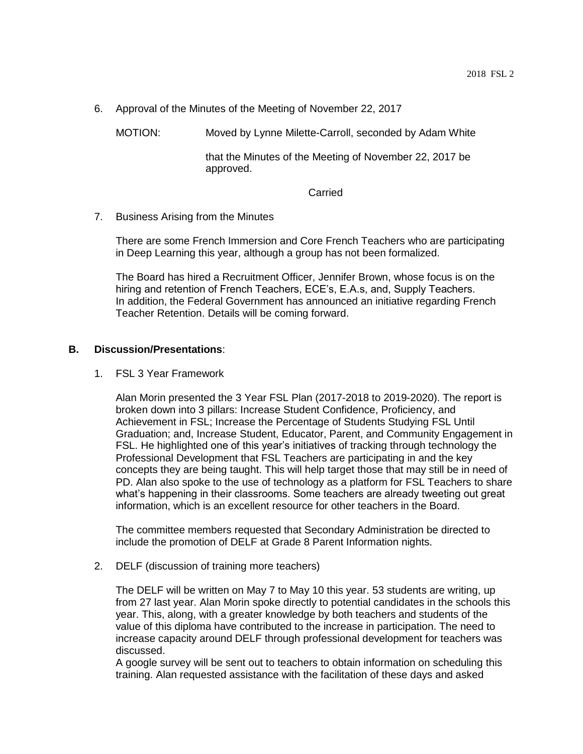6. Approval of the Minutes of the Meeting of November 22, 2017

   MOTION: Moved by Lynne Milette-Carroll, seconded by Adam White

   that the Minutes of the Meeting of November 22, 2017 be approved.

   Carried

7. Business Arising from the Minutes

   There are some French Immersion and Core French Teachers who are participating in Deep Learning this year, although a group has not been formalized.

   The Board has hired a Recruitment Officer, Jennifer Brown, whose focus is on the hiring and retention of French Teachers, ECE's, E.A.s, and, Supply Teachers. In addition, the Federal Government has announced an initiative regarding French Teacher Retention. Details will be coming forward.

## B. Discussion/Presentations:

1. FSL 3 Year Framework

   Alan Morin presented the 3 Year FSL Plan (2017-2018 to 2019-2020). The report is broken down into 3 pillars: Increase Student Confidence, Proficiency, and Achievement in FSL; Increase the Percentage of Students Studying FSL Until Graduation; and, Increase Student, Educator, Parent, and Community Engagement in FSL. He highlighted one of this year's initiatives of tracking through technology the Professional Development that FSL Teachers are participating in and the key concepts they are being taught. This will help target those that may still be in need of PD. Alan also spoke to the use of technology as a platform for FSL Teachers to share what's happening in their classrooms. Some teachers are already tweeting out great information, which is an excellent resource for other teachers in the Board.

   The committee members requested that Secondary Administration be directed to include the promotion of DELF at Grade 8 Parent Information nights.

2. DELF (discussion of training more teachers)

   The DELF will be written on May 7 to May 10 this year. 53 students are writing, up from 27 last year. Alan Morin spoke directly to potential candidates in the schools this year. This, along, with a greater knowledge by both teachers and students of the value of this diploma have contributed to the increase in participation. The need to increase capacity around DELF through professional development for teachers was discussed.
   A google survey will be sent out to teachers to obtain information on scheduling this training. Alan requested assistance with the facilitation of these days and asked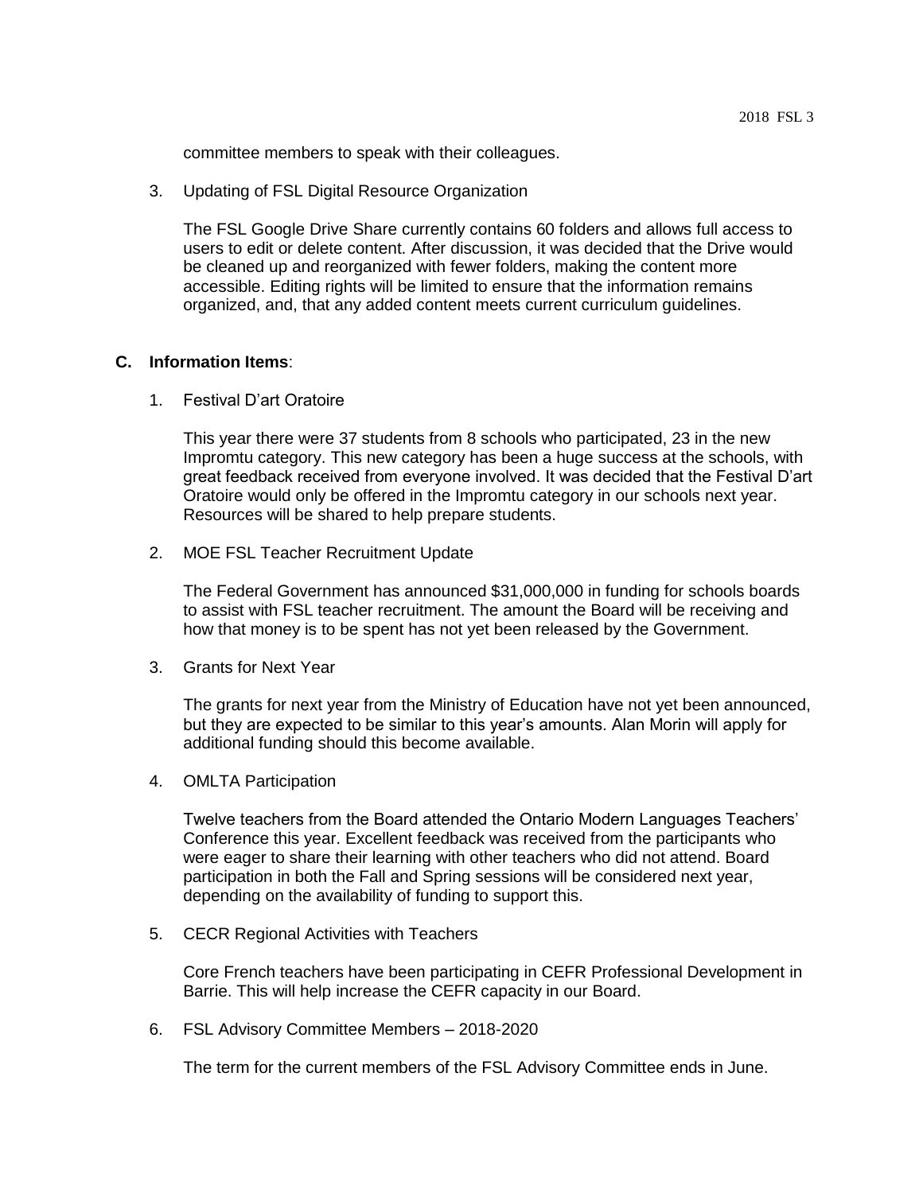committee members to speak with their colleagues.

3. Updating of FSL Digital Resource Organization

   The FSL Google Drive Share currently contains 60 folders and allows full access to users to edit or delete content. After discussion, it was decided that the Drive would be cleaned up and reorganized with fewer folders, making the content more accessible. Editing rights will be limited to ensure that the information remains organized, and, that any added content meets current curriculum guidelines.

**C. Information Items**:

1. Festival D'art Oratoire

   This year there were 37 students from 8 schools who participated, 23 in the new Impromtu category. This new category has been a huge success at the schools, with great feedback received from everyone involved. It was decided that the Festival D'art Oratoire would only be offered in the Impromtu category in our schools next year. Resources will be shared to help prepare students.

2. MOE FSL Teacher Recruitment Update

   The Federal Government has announced $31,000,000 in funding for schools boards to assist with FSL teacher recruitment. The amount the Board will be receiving and how that money is to be spent has not yet been released by the Government.

3. Grants for Next Year

   The grants for next year from the Ministry of Education have not yet been announced, but they are expected to be similar to this year's amounts. Alan Morin will apply for additional funding should this become available.

4. OMLTA Participation

   Twelve teachers from the Board attended the Ontario Modern Languages Teachers' Conference this year. Excellent feedback was received from the participants who were eager to share their learning with other teachers who did not attend. Board participation in both the Fall and Spring sessions will be considered next year, depending on the availability of funding to support this.

5. CECR Regional Activities with Teachers

   Core French teachers have been participating in CEFR Professional Development in Barrie. This will help increase the CEFR capacity in our Board.

6. FSL Advisory Committee Members – 2018-2020

   The term for the current members of the FSL Advisory Committee ends in June.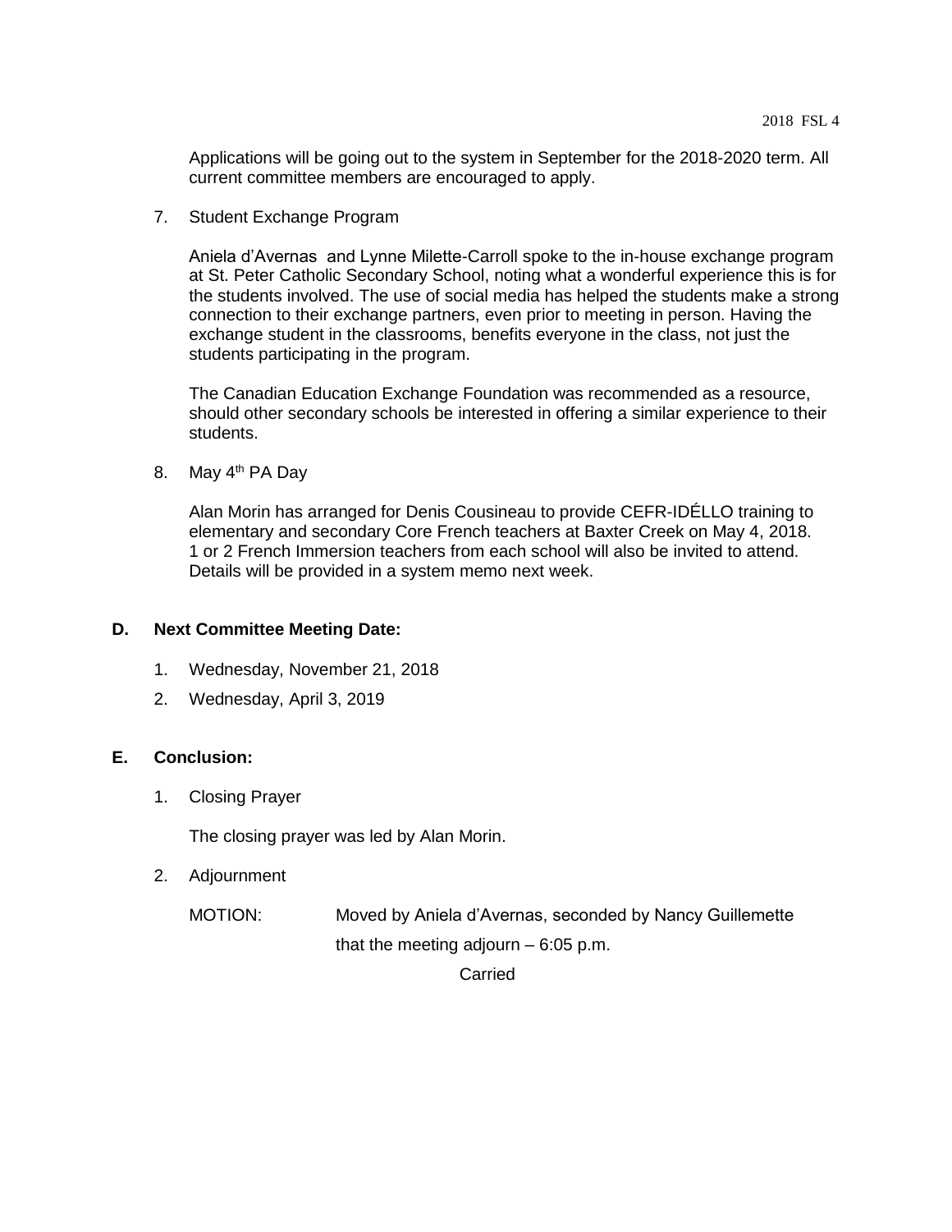Applications will be going out to the system in September for the 2018-2020 term. All current committee members are encouraged to apply.

7. Student Exchange Program

   Aniela d'Avernas and Lynne Milette-Carroll spoke to the in-house exchange program at St. Peter Catholic Secondary School, noting what a wonderful experience this is for the students involved. The use of social media has helped the students make a strong connection to their exchange partners, even prior to meeting in person. Having the exchange student in the classrooms, benefits everyone in the class, not just the students participating in the program.

   The Canadian Education Exchange Foundation was recommended as a resource, should other secondary schools be interested in offering a similar experience to their students.

8. May 4th PA Day

   Alan Morin has arranged for Denis Cousineau to provide CEFR-IDÉLLO training to elementary and secondary Core French teachers at Baxter Creek on May 4, 2018. 1 or 2 French Immersion teachers from each school will also be invited to attend. Details will be provided in a system memo next week.

## D. Next Committee Meeting Date:

1. Wednesday, November 21, 2018
2. Wednesday, April 3, 2019

## E. Conclusion:

1. Closing Prayer

   The closing prayer was led by Alan Morin.

2. Adjournment

   MOTION: Moved by Aniela d'Avernas, seconded by Nancy Guillemette that the meeting adjourn – 6:05 p.m.

   Carried